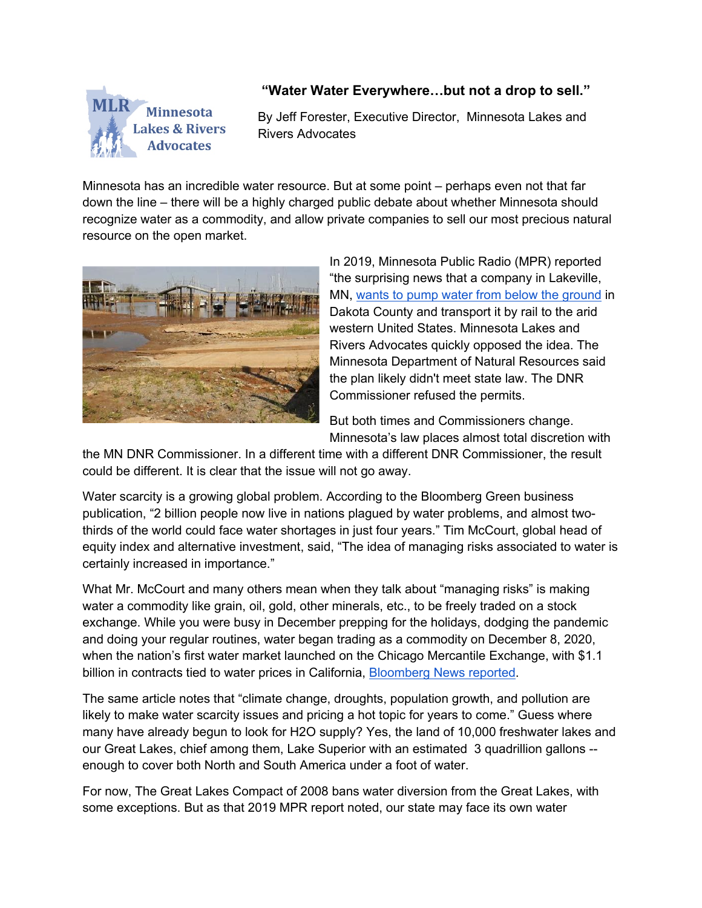# "Water Water Everywhere…but not a drop to sell."

By Jeff Forester, Executive Director, Minnesota Lakes and Rivers Advocates

Minnesota has an incredible water resource. But at some point – perhaps even not that far down the line – there will be a highly charged public debate about whether Minnesota should recognize water as a commodity, and allow private companies to sell our most precious natural resource on the open market.

In 2019, Minnesota Public Radio (MPR) reported "the surprising news that a company in Lakeville, MN, [wants to pump water from below the ground](#) in Dakota County and transport it by rail to the arid western United States. Minnesota Lakes and Rivers Advocates quickly opposed the idea. The Minnesota Department of Natural Resources said the plan likely didn't meet state law. The DNR Commissioner refused the permits.

But both times and Commissioners change. Minnesota's law places almost total discretion with the MN DNR Commissioner. In a different time with a different DNR Commissioner, the result could be different. It is clear that the issue will not go away.

Water scarcity is a growing global problem. According to the Bloomberg Green business publication, "2 billion people now live in nations plagued by water problems, and almost two-thirds of the world could face water shortages in just four years." Tim McCourt, global head of equity index and alternative investment, said, "The idea of managing risks associated to water is certainly increased in importance."

What Mr. McCourt and many others mean when they talk about "managing risks" is making water a commodity like grain, oil, gold, other minerals, etc., to be freely traded on a stock exchange. While you were busy in December prepping for the holidays, dodging the pandemic and doing your regular routines, water began trading as a commodity on December 8, 2020, when the nation's first water market launched on the Chicago Mercantile Exchange, with $1.1 billion in contracts tied to water prices in California, [Bloomberg News reported](#).

The same article notes that "climate change, droughts, population growth, and pollution are likely to make water scarcity issues and pricing a hot topic for years to come." Guess where many have already begun to look for H2O supply? Yes, the land of 10,000 freshwater lakes and our Great Lakes, chief among them, Lake Superior with an estimated 3 quadrillion gallons -- enough to cover both North and South America under a foot of water.

For now, The Great Lakes Compact of 2008 bans water diversion from the Great Lakes, with some exceptions. But as that 2019 MPR report noted, our state may face its own water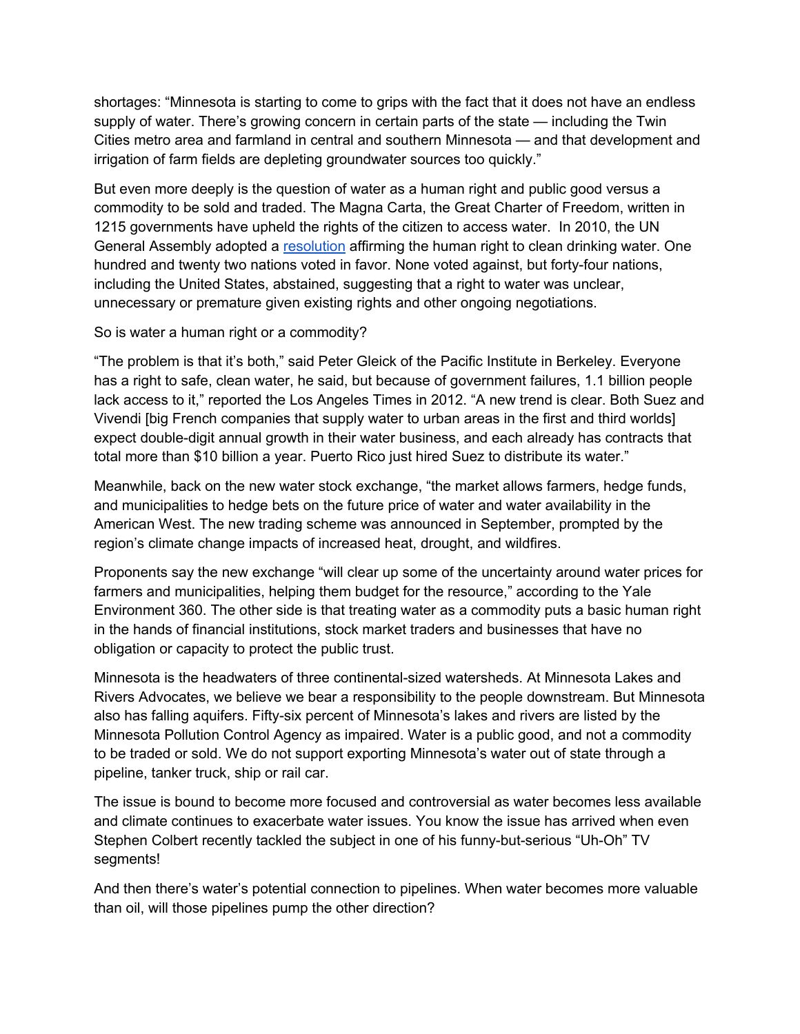shortages: “Minnesota is starting to come to grips with the fact that it does not have an endless supply of water. There’s growing concern in certain parts of the state — including the Twin Cities metro area and farmland in central and southern Minnesota — and that development and irrigation of farm fields are depleting groundwater sources too quickly.”

But even more deeply is the question of water as a human right and public good versus a commodity to be sold and traded. The Magna Carta, the Great Charter of Freedom, written in 1215 governments have upheld the rights of the citizen to access water. In 2010, the UN General Assembly adopted a [resolution](resolution) affirming the human right to clean drinking water. One hundred and twenty two nations voted in favor. None voted against, but forty-four nations, including the United States, abstained, suggesting that a right to water was unclear, unnecessary or premature given existing rights and other ongoing negotiations.

So is water a human right or a commodity?

“The problem is that it’s both,” said Peter Gleick of the Pacific Institute in Berkeley. Everyone has a right to safe, clean water, he said, but because of government failures, 1.1 billion people lack access to it,” reported the Los Angeles Times in 2012. “A new trend is clear. Both Suez and Vivendi [big French companies that supply water to urban areas in the first and third worlds] expect double-digit annual growth in their water business, and each already has contracts that total more than $10 billion a year. Puerto Rico just hired Suez to distribute its water.”

Meanwhile, back on the new water stock exchange, “the market allows farmers, hedge funds, and municipalities to hedge bets on the future price of water and water availability in the American West. The new trading scheme was announced in September, prompted by the region’s climate change impacts of increased heat, drought, and wildfires.

Proponents say the new exchange “will clear up some of the uncertainty around water prices for farmers and municipalities, helping them budget for the resource,” according to the Yale Environment 360. The other side is that treating water as a commodity puts a basic human right in the hands of financial institutions, stock market traders and businesses that have no obligation or capacity to protect the public trust.

Minnesota is the headwaters of three continental-sized watersheds. At Minnesota Lakes and Rivers Advocates, we believe we bear a responsibility to the people downstream. But Minnesota also has falling aquifers. Fifty-six percent of Minnesota’s lakes and rivers are listed by the Minnesota Pollution Control Agency as impaired. Water is a public good, and not a commodity to be traded or sold. We do not support exporting Minnesota’s water out of state through a pipeline, tanker truck, ship or rail car.

The issue is bound to become more focused and controversial as water becomes less available and climate continues to exacerbate water issues. You know the issue has arrived when even Stephen Colbert recently tackled the subject in one of his funny-but-serious “Uh-Oh” TV segments!

And then there’s water’s potential connection to pipelines. When water becomes more valuable than oil, will those pipelines pump the other direction?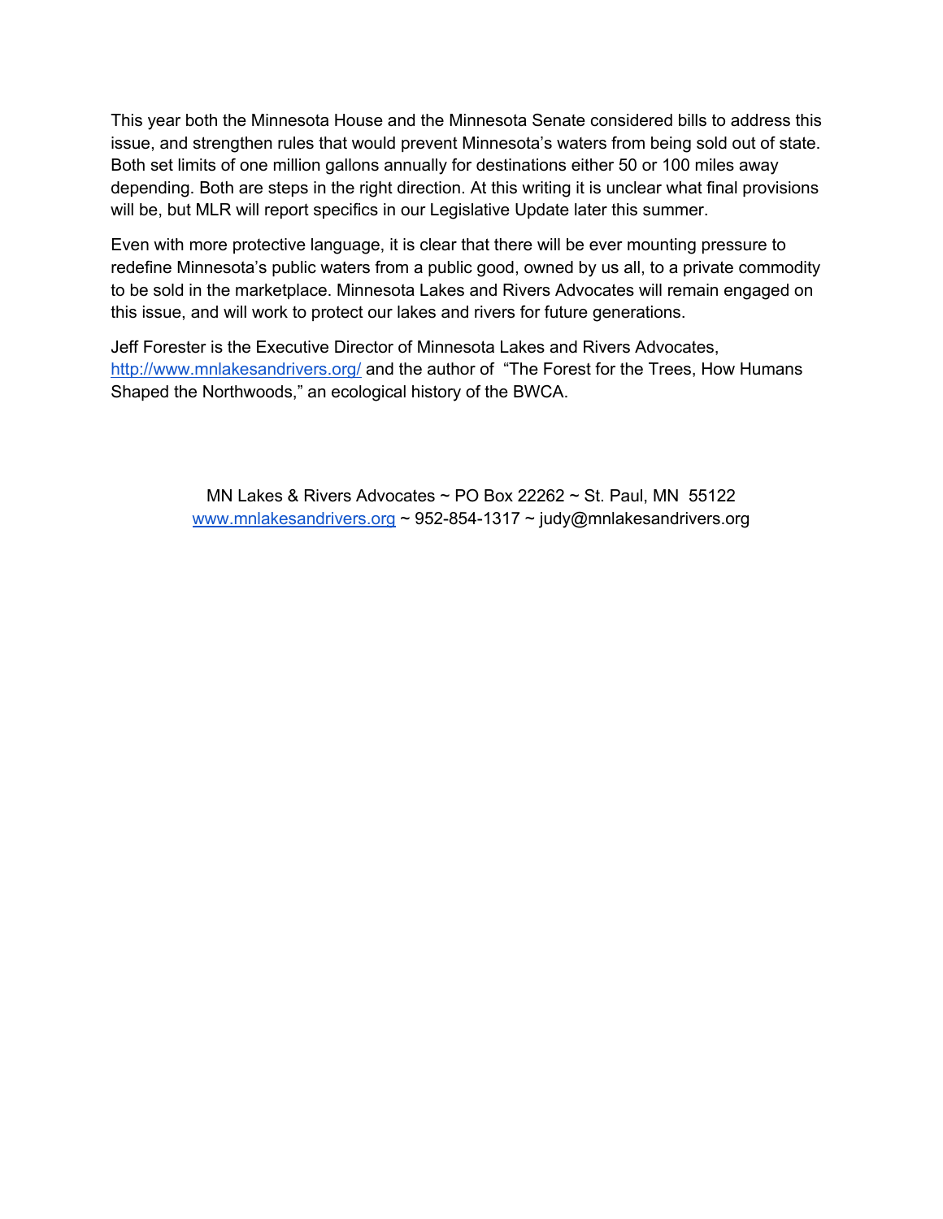This year both the Minnesota House and the Minnesota Senate considered bills to address this issue, and strengthen rules that would prevent Minnesota's waters from being sold out of state. Both set limits of one million gallons annually for destinations either 50 or 100 miles away depending. Both are steps in the right direction. At this writing it is unclear what final provisions will be, but MLR will report specifics in our Legislative Update later this summer.

Even with more protective language, it is clear that there will be ever mounting pressure to redefine Minnesota's public waters from a public good, owned by us all, to a private commodity to be sold in the marketplace. Minnesota Lakes and Rivers Advocates will remain engaged on this issue, and will work to protect our lakes and rivers for future generations.

Jeff Forester is the Executive Director of Minnesota Lakes and Rivers Advocates, http://www.mnlakesandrivers.org/ and the author of "The Forest for the Trees, How Humans Shaped the Northwoods," an ecological history of the BWCA.

MN Lakes & Rivers Advocates ~ PO Box 22262 ~ St. Paul, MN 55122
www.mnlakesandrivers.org ~ 952-854-1317 ~ judy@mnlakesandrivers.org